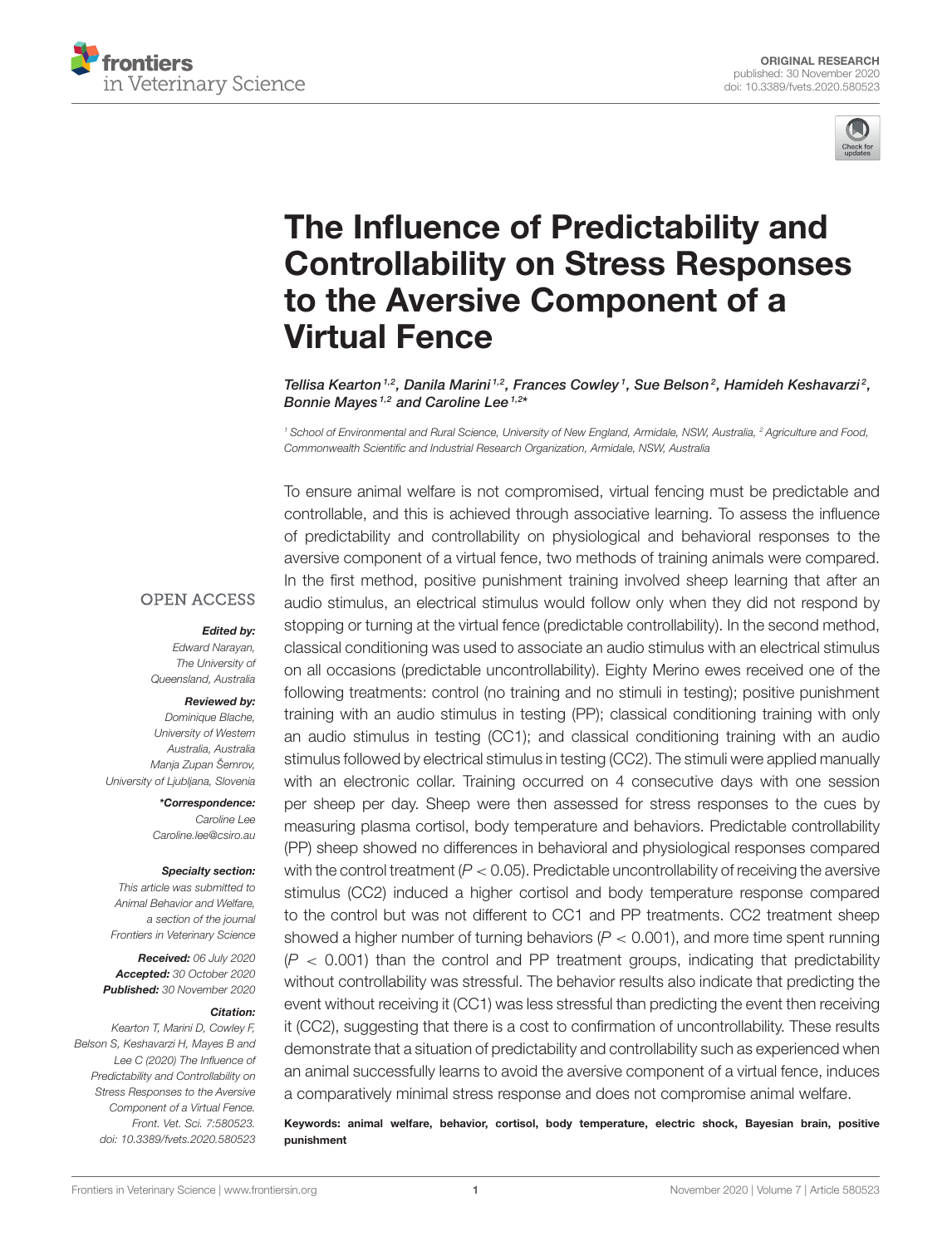ORIGINAL RESEARCH
published: 30 November 2020
doi: 10.3389/fvets.2020.580523

# The Influence of Predictability and Controllability on Stress Responses to the Aversive Component of a Virtual Fence

*Tellisa Kearton[1,2], Danila Marini[1,2], Frances Cowley[1], Sue Belson[2], Hamideh Keshavarzi[2], Bonnie Mayes[1,2] and Caroline Lee[1,2]**

[1] School of Environmental and Rural Science, University of New England, Armidale, NSW, Australia, [2] Agriculture and Food, Commonwealth Scientific and Industrial Research Organization, Armidale, NSW, Australia

OPEN ACCESS

***Edited by:***
Edward Narayan,
The University of Queensland, Australia

***Reviewed by:***
Dominique Blache,
University of Western Australia, Australia
Manja Zupan Šemrov,
University of Ljubljana, Slovenia

****Correspondence:***
Caroline Lee
Caroline.lee@csiro.au

***Specialty section:***
This article was submitted to Animal Behavior and Welfare, a section of the journal Frontiers in Veterinary Science

***Received:*** 06 July 2020
***Accepted:*** 30 October 2020
***Published:*** 30 November 2020

***Citation:***
Kearton T, Marini D, Cowley F, Belson S, Keshavarzi H, Mayes B and Lee C (2020) The Influence of Predictability and Controllability on Stress Responses to the Aversive Component of a Virtual Fence. Front. Vet. Sci. 7:580523. doi: 10.3389/fvets.2020.580523

To ensure animal welfare is not compromised, virtual fencing must be predictable and controllable, and this is achieved through associative learning. To assess the influence of predictability and controllability on physiological and behavioral responses to the aversive component of a virtual fence, two methods of training animals were compared. In the first method, positive punishment training involved sheep learning that after an audio stimulus, an electrical stimulus would follow only when they did not respond by stopping or turning at the virtual fence (predictable controllability). In the second method, classical conditioning was used to associate an audio stimulus with an electrical stimulus on all occasions (predictable uncontrollability). Eighty Merino ewes received one of the following treatments: control (no training and no stimuli in testing); positive punishment training with an audio stimulus in testing (PP); classical conditioning training with only an audio stimulus in testing (CC1); and classical conditioning training with an audio stimulus followed by electrical stimulus in testing (CC2). The stimuli were applied manually with an electronic collar. Training occurred on 4 consecutive days with one session per sheep per day. Sheep were then assessed for stress responses to the cues by measuring plasma cortisol, body temperature and behaviors. Predictable controllability (PP) sheep showed no differences in behavioral and physiological responses compared with the control treatment ($P < 0.05$). Predictable uncontrollability of receiving the aversive stimulus (CC2) induced a higher cortisol and body temperature response compared to the control but was not different to CC1 and PP treatments. CC2 treatment sheep showed a higher number of turning behaviors ($P < 0.001$), and more time spent running ($P < 0.001$) than the control and PP treatment groups, indicating that predictability without controllability was stressful. The behavior results also indicate that predicting the event without receiving it (CC1) was less stressful than predicting the event then receiving it (CC2), suggesting that there is a cost to confirmation of uncontrollability. These results demonstrate that a situation of predictability and controllability such as experienced when an animal successfully learns to avoid the aversive component of a virtual fence, induces a comparatively minimal stress response and does not compromise animal welfare.

**Keywords: animal welfare, behavior, cortisol, body temperature, electric shock, Bayesian brain, positive punishment**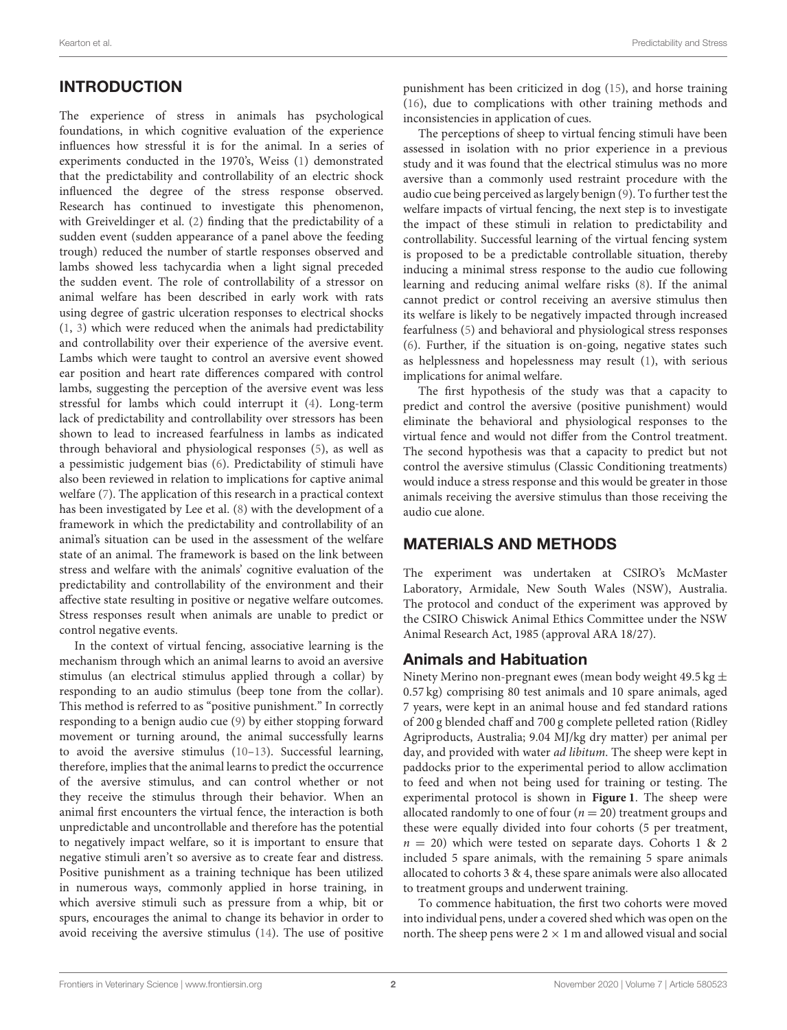## INTRODUCTION

The experience of stress in animals has psychological foundations, in which cognitive evaluation of the experience influences how stressful it is for the animal. In a series of experiments conducted in the 1970's, Weiss (1) demonstrated that the predictability and controllability of an electric shock influenced the degree of the stress response observed. Research has continued to investigate this phenomenon, with Greiveldinger et al. (2) finding that the predictability of a sudden event (sudden appearance of a panel above the feeding trough) reduced the number of startle responses observed and lambs showed less tachycardia when a light signal preceded the sudden event. The role of controllability of a stressor on animal welfare has been described in early work with rats using degree of gastric ulceration responses to electrical shocks (1, 3) which were reduced when the animals had predictability and controllability over their experience of the aversive event. Lambs which were taught to control an aversive event showed ear position and heart rate differences compared with control lambs, suggesting the perception of the aversive event was less stressful for lambs which could interrupt it (4). Long-term lack of predictability and controllability over stressors has been shown to lead to increased fearfulness in lambs as indicated through behavioral and physiological responses (5), as well as a pessimistic judgement bias (6). Predictability of stimuli have also been reviewed in relation to implications for captive animal welfare (7). The application of this research in a practical context has been investigated by Lee et al. (8) with the development of a framework in which the predictability and controllability of an animal's situation can be used in the assessment of the welfare state of an animal. The framework is based on the link between stress and welfare with the animals' cognitive evaluation of the predictability and controllability of the environment and their affective state resulting in positive or negative welfare outcomes. Stress responses result when animals are unable to predict or control negative events.

In the context of virtual fencing, associative learning is the mechanism through which an animal learns to avoid an aversive stimulus (an electrical stimulus applied through a collar) by responding to an audio stimulus (beep tone from the collar). This method is referred to as "positive punishment." In correctly responding to a benign audio cue (9) by either stopping forward movement or turning around, the animal successfully learns to avoid the aversive stimulus (10–13). Successful learning, therefore, implies that the animal learns to predict the occurrence of the aversive stimulus, and can control whether or not they receive the stimulus through their behavior. When an animal first encounters the virtual fence, the interaction is both unpredictable and uncontrollable and therefore has the potential to negatively impact welfare, so it is important to ensure that negative stimuli aren't so aversive as to create fear and distress. Positive punishment as a training technique has been utilized in numerous ways, commonly applied in horse training, in which aversive stimuli such as pressure from a whip, bit or spurs, encourages the animal to change its behavior in order to avoid receiving the aversive stimulus (14). The use of positive punishment has been criticized in dog (15), and horse training (16), due to complications with other training methods and inconsistencies in application of cues.

The perceptions of sheep to virtual fencing stimuli have been assessed in isolation with no prior experience in a previous study and it was found that the electrical stimulus was no more aversive than a commonly used restraint procedure with the audio cue being perceived as largely benign (9). To further test the welfare impacts of virtual fencing, the next step is to investigate the impact of these stimuli in relation to predictability and controllability. Successful learning of the virtual fencing system is proposed to be a predictable controllable situation, thereby inducing a minimal stress response to the audio cue following learning and reducing animal welfare risks (8). If the animal cannot predict or control receiving an aversive stimulus then its welfare is likely to be negatively impacted through increased fearfulness (5) and behavioral and physiological stress responses (6). Further, if the situation is on-going, negative states such as helplessness and hopelessness may result (1), with serious implications for animal welfare.

The first hypothesis of the study was that a capacity to predict and control the aversive (positive punishment) would eliminate the behavioral and physiological responses to the virtual fence and would not differ from the Control treatment. The second hypothesis was that a capacity to predict but not control the aversive stimulus (Classic Conditioning treatments) would induce a stress response and this would be greater in those animals receiving the aversive stimulus than those receiving the audio cue alone.

## MATERIALS AND METHODS

The experiment was undertaken at CSIRO's McMaster Laboratory, Armidale, New South Wales (NSW), Australia. The protocol and conduct of the experiment was approved by the CSIRO Chiswick Animal Ethics Committee under the NSW Animal Research Act, 1985 (approval ARA 18/27).

### Animals and Habituation

Ninety Merino non-pregnant ewes (mean body weight 49.5 kg $\pm$ 0.57 kg) comprising 80 test animals and 10 spare animals, aged 7 years, were kept in an animal house and fed standard rations of 200 g blended chaff and 700 g complete pelleted ration (Ridley Agriproducts, Australia; 9.04 MJ/kg dry matter) per animal per day, and provided with water *ad libitum*. The sheep were kept in paddocks prior to the experimental period to allow acclimation to feed and when not being used for training or testing. The experimental protocol is shown in **Figure 1**. The sheep were allocated randomly to one of four ($n = 20$) treatment groups and these were equally divided into four cohorts (5 per treatment, $n = 20$) which were tested on separate days. Cohorts 1 & 2 included 5 spare animals, with the remaining 5 spare animals allocated to cohorts 3 & 4, these spare animals were also allocated to treatment groups and underwent training.

To commence habituation, the first two cohorts were moved into individual pens, under a covered shed which was open on the north. The sheep pens were 2 × 1 m and allowed visual and social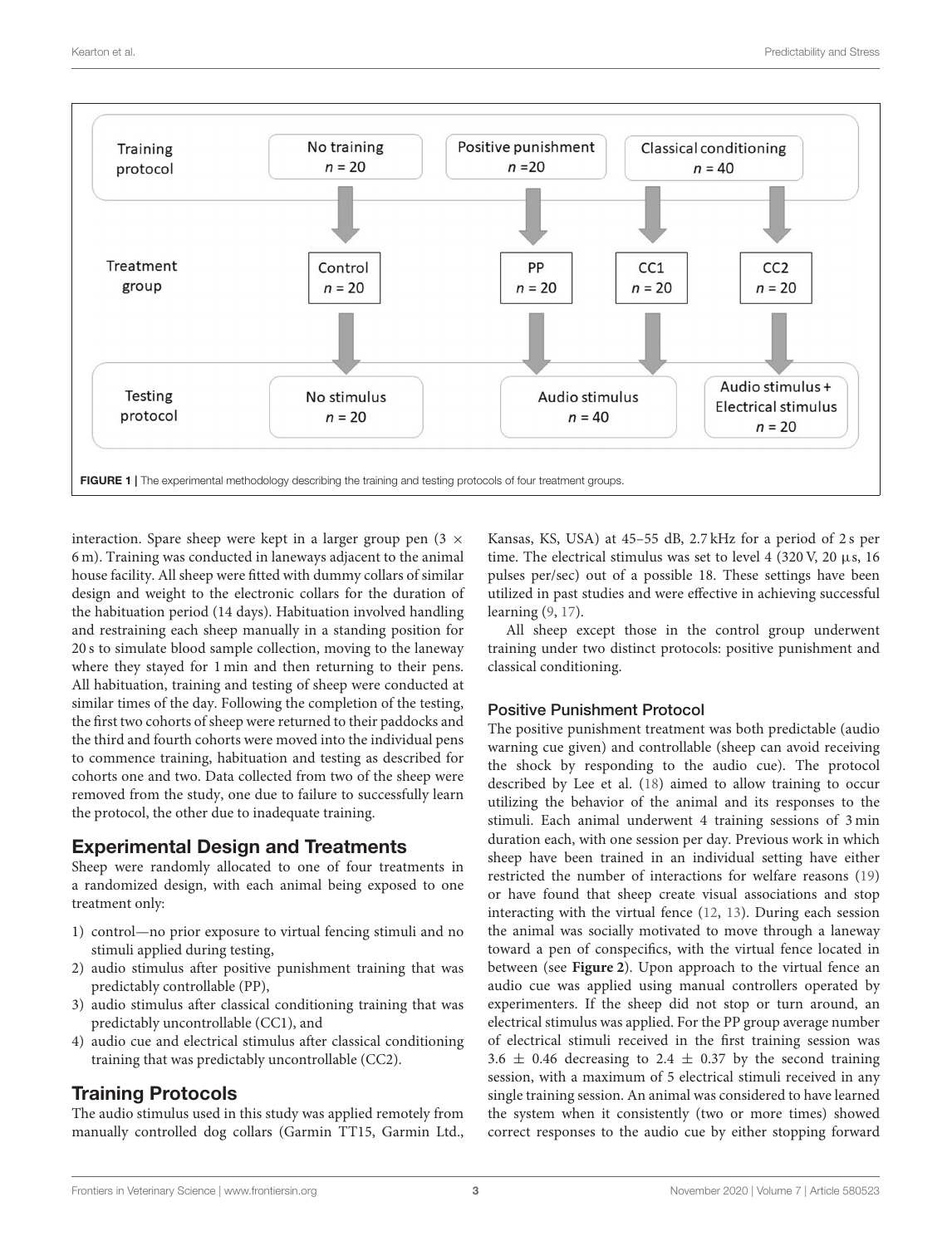| Training protocol | No training $n = 20$ | Positive punishment $n = 20$ | Classical conditioning $n = 40$ | |
|---|---|---|---|---|
| Treatment group | Control $n = 20$ | PP $n = 20$ | CC1 $n = 20$ | CC2 $n = 20$ |
| Testing protocol | No stimulus $n = 20$ | Audio stimulus $n = 40$ | | Audio stimulus + Electrical stimulus $n = 20$ |

**FIGURE 1** | The experimental methodology describing the training and testing protocols of four treatment groups.

interaction. Spare sheep were kept in a larger group pen (3 × 6 m). Training was conducted in laneways adjacent to the animal house facility. All sheep were fitted with dummy collars of similar design and weight to the electronic collars for the duration of the habituation period (14 days). Habituation involved handling and restraining each sheep manually in a standing position for 20 s to simulate blood sample collection, moving to the laneway where they stayed for 1 min and then returning to their pens. All habituation, training and testing of sheep were conducted at similar times of the day. Following the completion of the testing, the first two cohorts of sheep were returned to their paddocks and the third and fourth cohorts were moved into the individual pens to commence training, habituation and testing as described for cohorts one and two. Data collected from two of the sheep were removed from the study, one due to failure to successfully learn the protocol, the other due to inadequate training.

## Experimental Design and Treatments

Sheep were randomly allocated to one of four treatments in a randomized design, with each animal being exposed to one treatment only:

1) control—no prior exposure to virtual fencing stimuli and no stimuli applied during testing,
2) audio stimulus after positive punishment training that was predictably controllable (PP),
3) audio stimulus after classical conditioning training that was predictably uncontrollable (CC1), and
4) audio cue and electrical stimulus after classical conditioning training that was predictably uncontrollable (CC2).

## Training Protocols

The audio stimulus used in this study was applied remotely from manually controlled dog collars (Garmin TT15, Garmin Ltd., Kansas, KS, USA) at 45–55 dB, 2.7 kHz for a period of 2 s per time. The electrical stimulus was set to level 4 (320 V, 20 μs, 16 pulses per/sec) out of a possible 18. These settings have been utilized in past studies and were effective in achieving successful learning (9, 17).

All sheep except those in the control group underwent training under two distinct protocols: positive punishment and classical conditioning.

### Positive Punishment Protocol

The positive punishment treatment was both predictable (audio warning cue given) and controllable (sheep can avoid receiving the shock by responding to the audio cue). The protocol described by Lee et al. (18) aimed to allow training to occur utilizing the behavior of the animal and its responses to the stimuli. Each animal underwent 4 training sessions of 3 min duration each, with one session per day. Previous work in which sheep have been trained in an individual setting have either restricted the number of interactions for welfare reasons (19) or have found that sheep create visual associations and stop interacting with the virtual fence (12, 13). During each session the animal was socially motivated to move through a laneway toward a pen of conspecifics, with the virtual fence located in between (see **Figure 2**). Upon approach to the virtual fence an audio cue was applied using manual controllers operated by experimenters. If the sheep did not stop or turn around, an electrical stimulus was applied. For the PP group average number of electrical stimuli received in the first training session was 3.6 ± 0.46 decreasing to 2.4 ± 0.37 by the second training session, with a maximum of 5 electrical stimuli received in any single training session. An animal was considered to have learned the system when it consistently (two or more times) showed correct responses to the audio cue by either stopping forward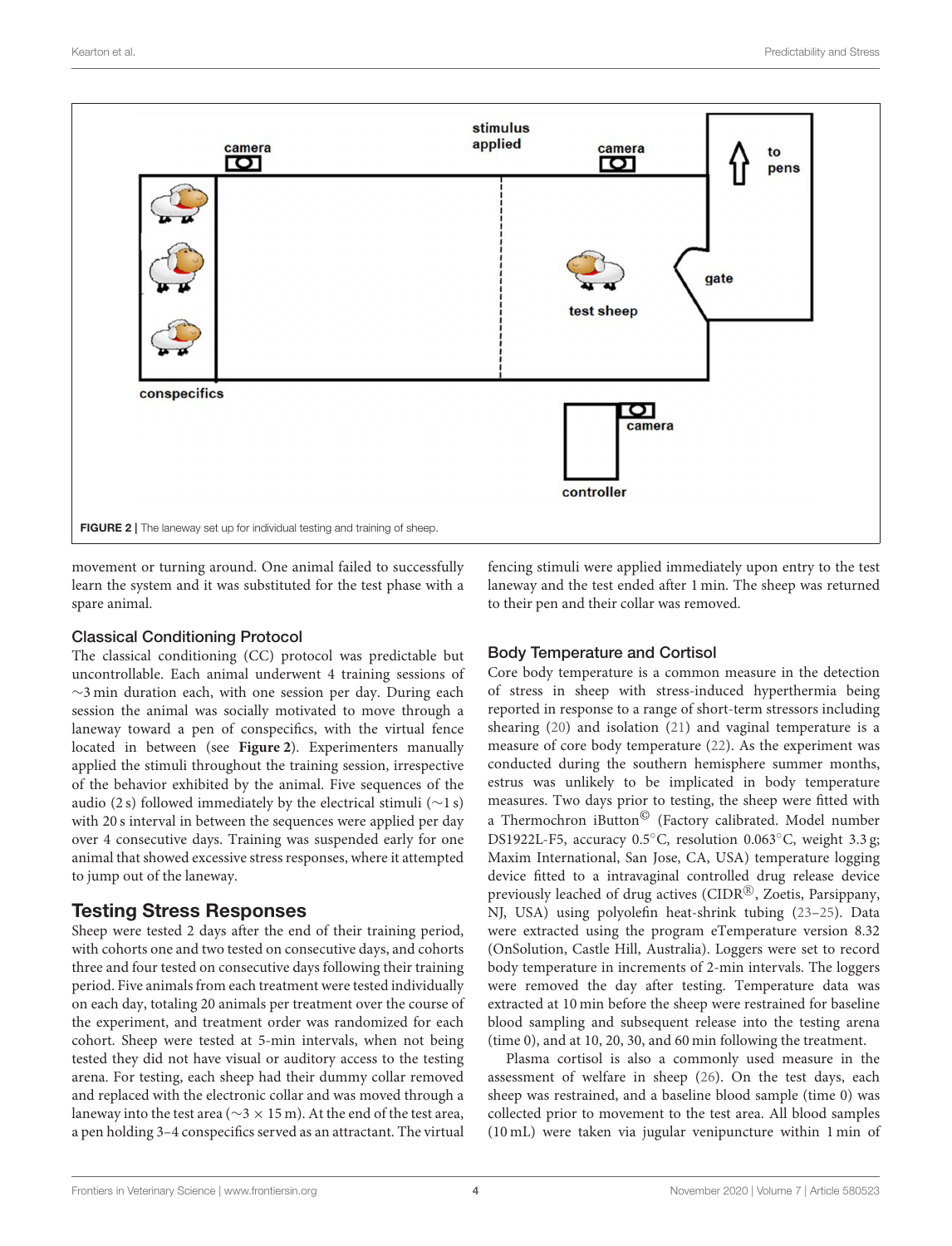FIGURE 2 | The laneway set up for individual testing and training of sheep.

movement or turning around. One animal failed to successfully learn the system and it was substituted for the test phase with a spare animal.

### Classical Conditioning Protocol

The classical conditioning (CC) protocol was predictable but uncontrollable. Each animal underwent 4 training sessions of ~3 min duration each, with one session per day. During each session the animal was socially motivated to move through a laneway toward a pen of conspecifics, with the virtual fence located in between (see **Figure 2**). Experimenters manually applied the stimuli throughout the training session, irrespective of the behavior exhibited by the animal. Five sequences of the audio (2 s) followed immediately by the electrical stimuli (~1 s) with 20 s interval in between the sequences were applied per day over 4 consecutive days. Training was suspended early for one animal that showed excessive stress responses, where it attempted to jump out of the laneway.

## Testing Stress Responses

Sheep were tested 2 days after the end of their training period, with cohorts one and two tested on consecutive days, and cohorts three and four tested on consecutive days following their training period. Five animals from each treatment were tested individually on each day, totaling 20 animals per treatment over the course of the experiment, and treatment order was randomized for each cohort. Sheep were tested at 5-min intervals, when not being tested they did not have visual or auditory access to the testing arena. For testing, each sheep had their dummy collar removed and replaced with the electronic collar and was moved through a laneway into the test area (~3 × 15 m). At the end of the test area, a pen holding 3–4 conspecifics served as an attractant. The virtual fencing stimuli were applied immediately upon entry to the test laneway and the test ended after 1 min. The sheep was returned to their pen and their collar was removed.

### Body Temperature and Cortisol

Core body temperature is a common measure in the detection of stress in sheep with stress-induced hyperthermia being reported in response to a range of short-term stressors including shearing (20) and isolation (21) and vaginal temperature is a measure of core body temperature (22). As the experiment was conducted during the southern hemisphere summer months, estrus was unlikely to be implicated in body temperature measures. Two days prior to testing, the sheep were fitted with a Thermochron iButton© (Factory calibrated. Model number DS1922L-F5, accuracy 0.5°C, resolution 0.063°C, weight 3.3 g; Maxim International, San Jose, CA, USA) temperature logging device fitted to a intravaginal controlled drug release device previously leached of drug actives (CIDR®, Zoetis, Parsippany, NJ, USA) using polyolefin heat-shrink tubing (23–25). Data were extracted using the program eTemperature version 8.32 (OnSolution, Castle Hill, Australia). Loggers were set to record body temperature in increments of 2-min intervals. The loggers were removed the day after testing. Temperature data was extracted at 10 min before the sheep were restrained for baseline blood sampling and subsequent release into the testing arena (time 0), and at 10, 20, 30, and 60 min following the treatment.

Plasma cortisol is also a commonly used measure in the assessment of welfare in sheep (26). On the test days, each sheep was restrained, and a baseline blood sample (time 0) was collected prior to movement to the test area. All blood samples (10 mL) were taken via jugular venipuncture within 1 min of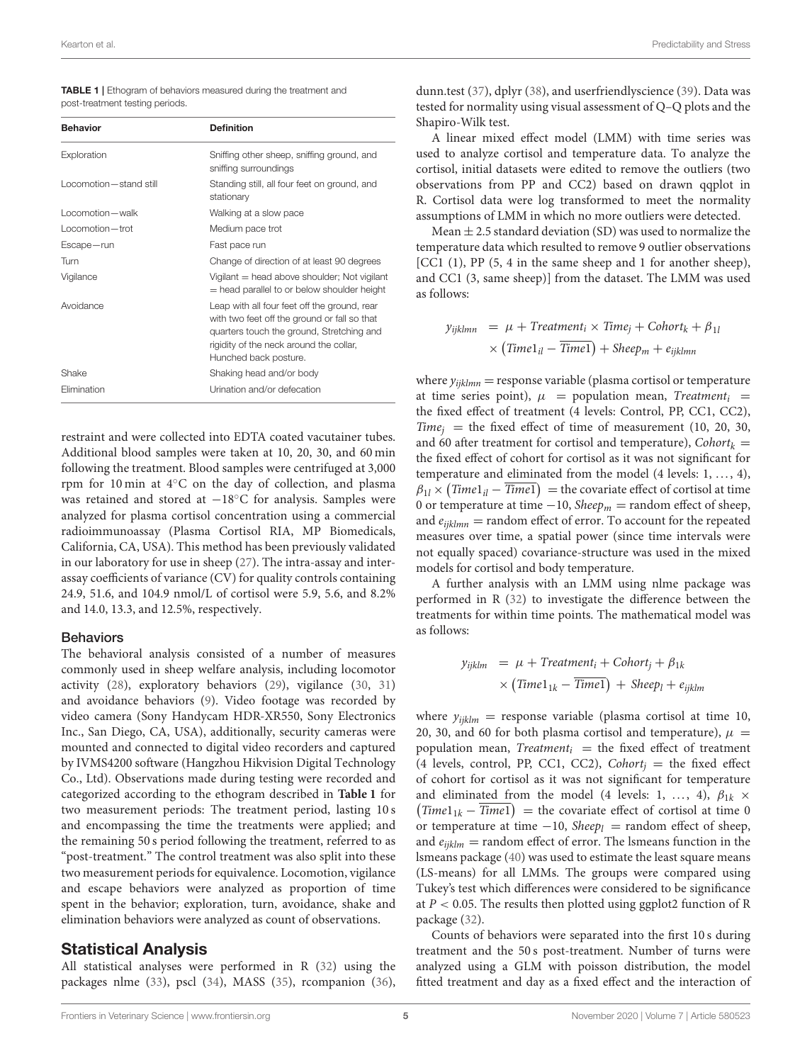**TABLE 1** | Ethogram of behaviors measured during the treatment and post-treatment testing periods.

| Behavior | Definition |
|---|---|
| Exploration | Sniffing other sheep, sniffing ground, and sniffing surroundings |
| Locomotion—stand still | Standing still, all four feet on ground, and stationary |
| Locomotion—walk | Walking at a slow pace |
| Locomotion—trot | Medium pace trot |
| Escape—run | Fast pace run |
| Turn | Change of direction of at least 90 degrees |
| Vigilance | Vigilant = head above shoulder; Not vigilant = head parallel to or below shoulder height |
| Avoidance | Leap with all four feet off the ground, rear with two feet off the ground or fall so that quarters touch the ground, Stretching and rigidity of the neck around the collar, Hunched back posture. |
| Shake | Shaking head and/or body |
| Elimination | Urination and/or defecation |

restraint and were collected into EDTA coated vacutainer tubes. Additional blood samples were taken at 10, 20, 30, and 60 min following the treatment. Blood samples were centrifuged at 3,000 rpm for 10 min at 4°C on the day of collection, and plasma was retained and stored at −18°C for analysis. Samples were analyzed for plasma cortisol concentration using a commercial radioimmunoassay (Plasma Cortisol RIA, MP Biomedicals, California, CA, USA). This method has been previously validated in our laboratory for use in sheep (27). The intra-assay and inter-assay coefficients of variance (CV) for quality controls containing 24.9, 51.6, and 104.9 nmol/L of cortisol were 5.9, 5.6, and 8.2% and 14.0, 13.3, and 12.5%, respectively.

### Behaviors

The behavioral analysis consisted of a number of measures commonly used in sheep welfare analysis, including locomotor activity (28), exploratory behaviors (29), vigilance (30, 31) and avoidance behaviors (9). Video footage was recorded by video camera (Sony Handycam HDR-XR550, Sony Electronics Inc., San Diego, CA, USA), additionally, security cameras were mounted and connected to digital video recorders and captured by IVMS4200 software (Hangzhou Hikvision Digital Technology Co., Ltd). Observations made during testing were recorded and categorized according to the ethogram described in **Table 1** for two measurement periods: The treatment period, lasting 10 s and encompassing the time the treatments were applied; and the remaining 50 s period following the treatment, referred to as "post-treatment." The control treatment was also split into these two measurement periods for equivalence. Locomotion, vigilance and escape behaviors were analyzed as proportion of time spent in the behavior; exploration, turn, avoidance, shake and elimination behaviors were analyzed as count of observations.

## Statistical Analysis

All statistical analyses were performed in R (32) using the packages nlme (33), pscl (34), MASS (35), rcompanion (36), dunn.test (37), dplyr (38), and userfriendlyscience (39). Data was tested for normality using visual assessment of Q–Q plots and the Shapiro-Wilk test.

A linear mixed effect model (LMM) with time series was used to analyze cortisol and temperature data. To analyze the cortisol, initial datasets were edited to remove the outliers (two observations from PP and CC2) based on drawn qqplot in R. Cortisol data were log transformed to meet the normality assumptions of LMM in which no more outliers were detected.

Mean ± 2.5 standard deviation (SD) was used to normalize the temperature data which resulted to remove 9 outlier observations [CC1 (1), PP (5, 4 in the same sheep and 1 for another sheep), and CC1 (3, same sheep)] from the dataset. The LMM was used as follows:

$$y_{ijklmn} = \mu + Treatment_i \times Time_j + Cohort_k + \beta_{1l} \times \left(Time1_{il} - \overline{Time1}\right) + Sheep_m + e_{ijklmn}$$

where $y_{ijklmn}$ = response variable (plasma cortisol or temperature at time series point), $\mu$ = population mean, $Treatment_i$ = the fixed effect of treatment (4 levels: Control, PP, CC1, CC2), $Time_j$ = the fixed effect of time of measurement (10, 20, 30, and 60 after treatment for cortisol and temperature), $Cohort_k$ = the fixed effect of cohort for cortisol as it was not significant for temperature and eliminated from the model (4 levels: 1, ..., 4), $\beta_{1l} \times \left(Time1_{il} - \overline{Time1}\right)$ = the covariate effect of cortisol at time 0 or temperature at time −10, $Sheep_m$ = random effect of sheep, and $e_{ijklmn}$ = random effect of error. To account for the repeated measures over time, a spatial power (since time intervals were not equally spaced) covariance-structure was used in the mixed models for cortisol and body temperature.

A further analysis with an LMM using nlme package was performed in R (32) to investigate the difference between the treatments for within time points. The mathematical model was as follows:

$$y_{ijklm} = \mu + Treatment_i + Cohort_j + \beta_{1k} \times \left(Time1_{1k} - \overline{Time1}\right) + Sheep_l + e_{ijklm}$$

where $y_{ijklm}$ = response variable (plasma cortisol at time 10, 20, 30, and 60 for both plasma cortisol and temperature), $\mu$ = population mean, $Treatment_i$ = the fixed effect of treatment (4 levels, control, PP, CC1, CC2), $Cohort_j$ = the fixed effect of cohort for cortisol as it was not significant for temperature and eliminated from the model (4 levels: 1, ..., 4), $\beta_{1k} \times \left(Time1_{1k} - \overline{Time1}\right)$ = the covariate effect of cortisol at time 0 or temperature at time −10, $Sheep_l$ = random effect of sheep, and $e_{ijklm}$ = random effect of error. The lsmeans function in the lsmeans package (40) was used to estimate the least square means (LS-means) for all LMMs. The groups were compared using Tukey's test which differences were considered to be significance at $P < 0.05$. The results then plotted using ggplot2 function of R package (32).

Counts of behaviors were separated into the first 10 s during treatment and the 50 s post-treatment. Number of turns were analyzed using a GLM with poisson distribution, the model fitted treatment and day as a fixed effect and the interaction of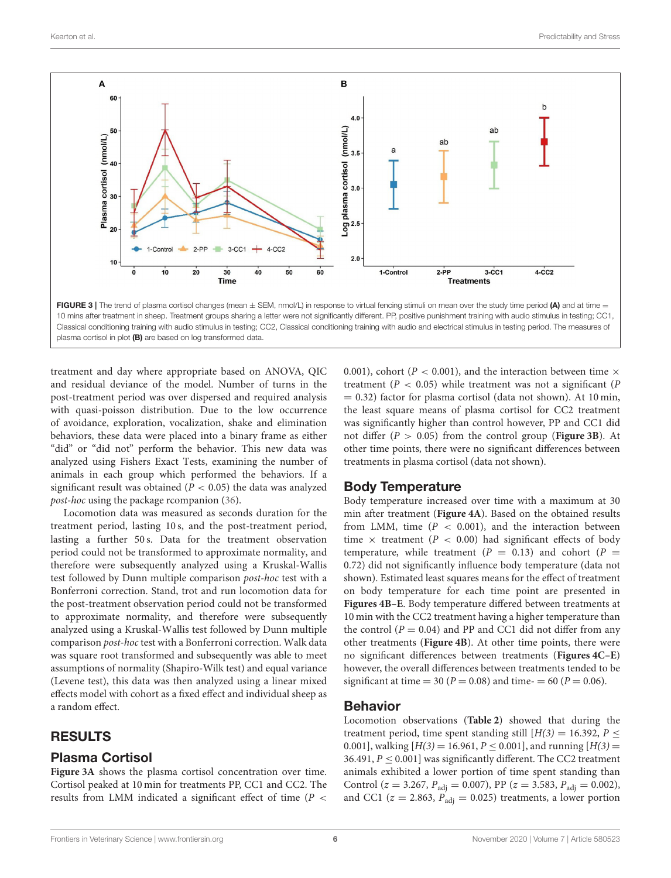FIGURE 3 | The trend of plasma cortisol changes (mean ± SEM, nmol/L) in response to virtual fencing stimuli on mean over the study time period **(A)** and at time = 10 mins after treatment in sheep. Treatment groups sharing a letter were not significantly different. PP, positive punishment training with audio stimulus in testing; CC1, Classical conditioning training with audio stimulus in testing; CC2, Classical conditioning training with audio and electrical stimulus in testing period. The measures of plasma cortisol in plot **(B)** are based on log transformed data.

treatment and day where appropriate based on ANOVA, QIC and residual deviance of the model. Number of turns in the post-treatment period was over dispersed and required analysis with quasi-poisson distribution. Due to the low occurrence of avoidance, exploration, vocalization, shake and elimination behaviors, these data were placed into a binary frame as either "did" or "did not" perform the behavior. This new data was analyzed using Fishers Exact Tests, examining the number of animals in each group which performed the behaviors. If a significant result was obtained ($P < 0.05$) the data was analyzed *post-hoc* using the package rcompanion (36).

Locomotion data was measured as seconds duration for the treatment period, lasting 10 s, and the post-treatment period, lasting a further 50 s. Data for the treatment observation period could not be transformed to approximate normality, and therefore were subsequently analyzed using a Kruskal-Wallis test followed by Dunn multiple comparison *post-hoc* test with a Bonferroni correction. Stand, trot and run locomotion data for the post-treatment observation period could not be transformed to approximate normality, and therefore were subsequently analyzed using a Kruskal-Wallis test followed by Dunn multiple comparison *post-hoc* test with a Bonferroni correction. Walk data was square root transformed and subsequently was able to meet assumptions of normality (Shapiro-Wilk test) and equal variance (Levene test), this data was then analyzed using a linear mixed effects model with cohort as a fixed effect and individual sheep as a random effect.

## RESULTS

### Plasma Cortisol

**Figure 3A** shows the plasma cortisol concentration over time. Cortisol peaked at 10 min for treatments PP, CC1 and CC2. The results from LMM indicated a significant effect of time ($P <$ 0.001), cohort ($P < 0.001$), and the interaction between time × treatment ($P < 0.05$) while treatment was not a significant ($P = 0.32$) factor for plasma cortisol (data not shown). At 10 min, the least square means of plasma cortisol for CC2 treatment was significantly higher than control however, PP and CC1 did not differ ($P > 0.05$) from the control group (**Figure 3B**). At other time points, there were no significant differences between treatments in plasma cortisol (data not shown).

### Body Temperature

Body temperature increased over time with a maximum at 30 min after treatment (**Figure 4A**). Based on the obtained results from LMM, time ($P < 0.001$), and the interaction between time × treatment ($P < 0.00$) had significant effects of body temperature, while treatment ($P = 0.13$) and cohort ($P = 0.72$) did not significantly influence body temperature (data not shown). Estimated least squares means for the effect of treatment on body temperature for each time point are presented in **Figures 4B–E**. Body temperature differed between treatments at 10 min with the CC2 treatment having a higher temperature than the control ($P = 0.04$) and PP and CC1 did not differ from any other treatments (**Figure 4B**). At other time points, there were no significant differences between treatments (**Figures 4C–E**) however, the overall differences between treatments tended to be significant at time = 30 ($P = 0.08$) and time- = 60 ($P = 0.06$).

### Behavior

Locomotion observations (**Table 2**) showed that during the treatment period, time spent standing still [$H(3) = 16.392$, $P \leq 0.001$], walking [$H(3) = 16.961$, $P \leq 0.001$], and running [$H(3) = 36.491$, $P \leq 0.001$] was significantly different. The CC2 treatment animals exhibited a lower portion of time spent standing than Control ($z = 3.267$, $P_{adj} = 0.007$), PP ($z = 3.583$, $P_{adj} = 0.002$), and CC1 ($z = 2.863$, $P_{adj} = 0.025$) treatments, a lower portion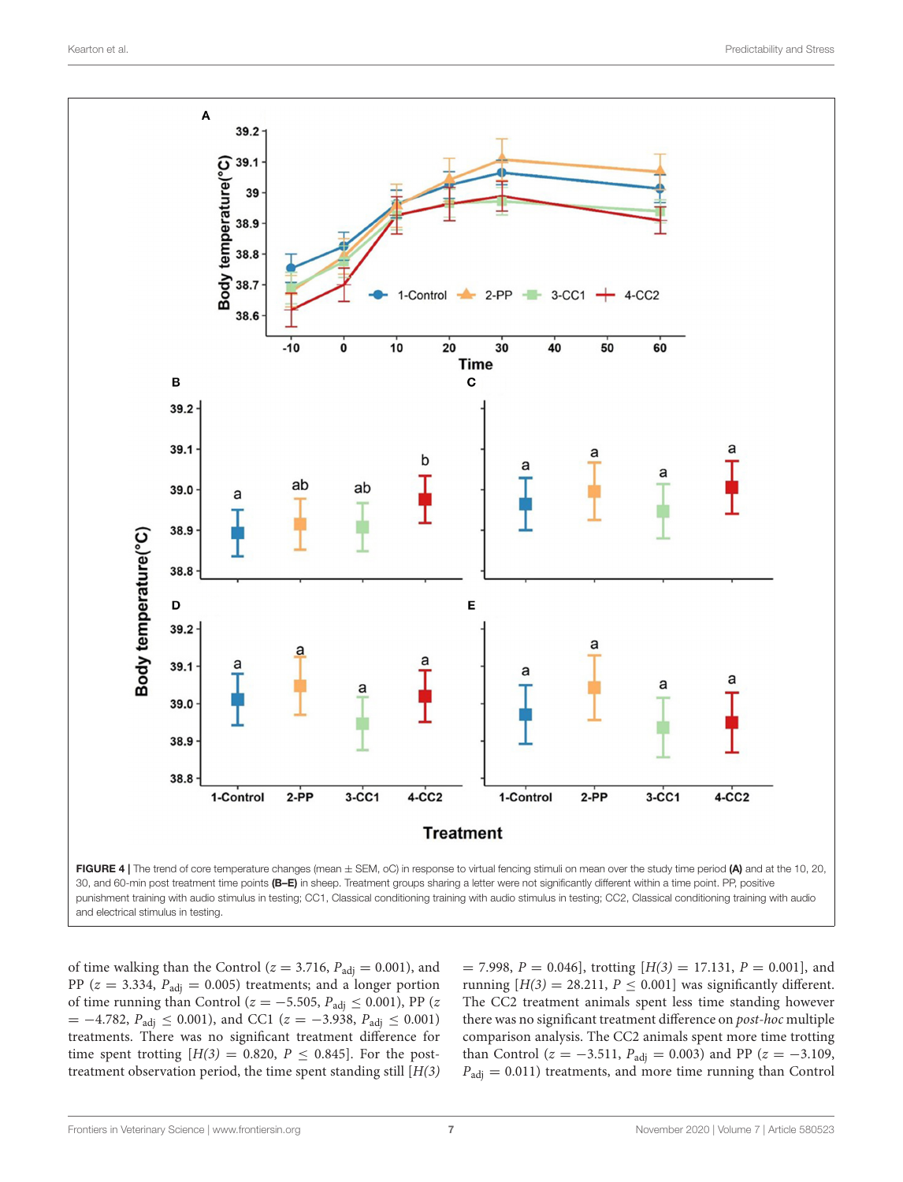FIGURE 4 | The trend of core temperature changes (mean ± SEM, oC) in response to virtual fencing stimuli on mean over the study time period **(A)** and at the 10, 20, 30, and 60-min post treatment time points **(B–E)** in sheep. Treatment groups sharing a letter were not significantly different within a time point. PP, positive punishment training with audio stimulus in testing; CC1, Classical conditioning training with audio stimulus in testing; CC2, Classical conditioning training with audio and electrical stimulus in testing.

of time walking than the Control ($z = 3.716$, $P_{adj} = 0.001$), and PP ($z = 3.334$, $P_{adj} = 0.005$) treatments; and a longer portion of time running than Control ($z = -5.505$, $P_{adj} \leq 0.001$), PP ($z = -4.782$, $P_{adj} \leq 0.001$), and CC1 ($z = -3.938$, $P_{adj} \leq 0.001$) treatments. There was no significant treatment difference for time spent trotting [$H(3) = 0.820$, $P \leq 0.845$]. For the post-treatment observation period, the time spent standing still [$H(3) = 7.998$, $P = 0.046$], trotting [$H(3) = 17.131$, $P = 0.001$], and running [$H(3) = 28.211$, $P \leq 0.001$] was significantly different. The CC2 treatment animals spent less time standing however there was no significant treatment difference on *post-hoc* multiple comparison analysis. The CC2 animals spent more time trotting than Control ($z = -3.511$, $P_{adj} = 0.003$) and PP ($z = -3.109$, $P_{adj} = 0.011$) treatments, and more time running than Control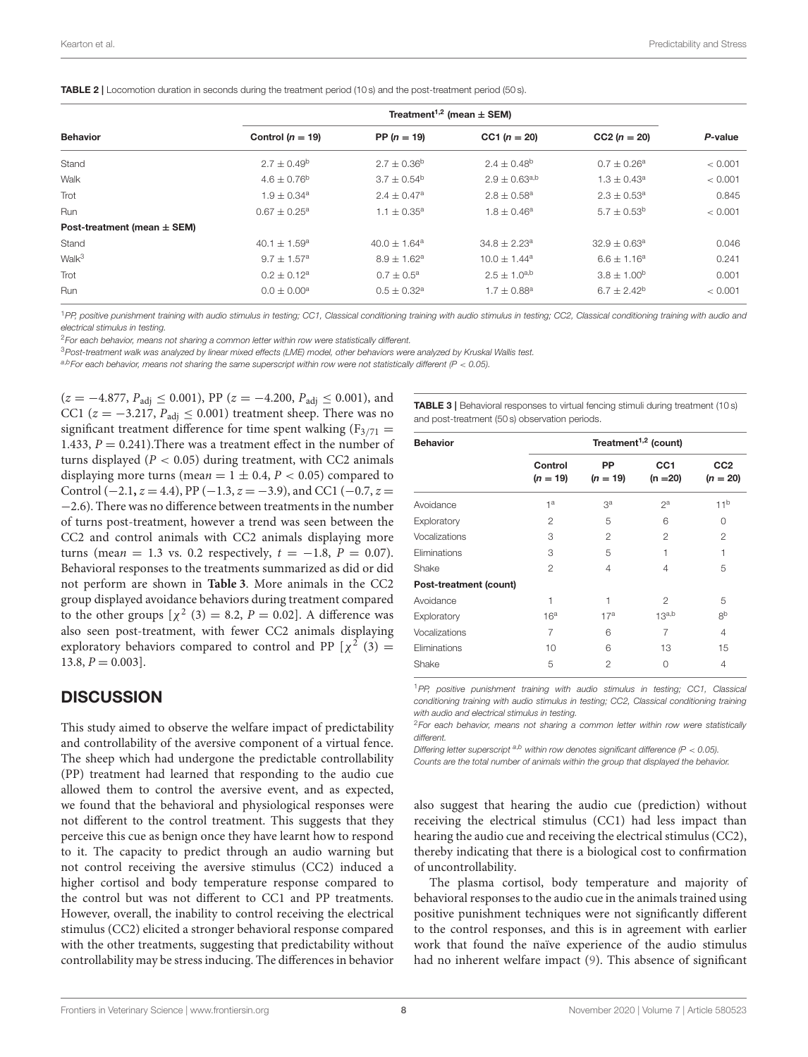**TABLE 2 |** Locomotion duration in seconds during the treatment period (10 s) and the post-treatment period (50 s).

| Behavior | Treatment[1,2] (mean ± SEM) | | | | P-value |
|---|---|---|---|---|---|
| | Control (n = 19) | PP (n = 19) | CC1 (n = 20) | CC2 (n = 20) | |
| Stand | 2.7 ± 0.49[b] | 2.7 ± 0.36[b] | 2.4 ± 0.48[b] | 0.7 ± 0.26[a] | < 0.001 |
| Walk | 4.6 ± 0.76[b] | 3.7 ± 0.54[b] | 2.9 ± 0.63[a,b] | 1.3 ± 0.43[a] | < 0.001 |
| Trot | 1.9 ± 0.34[a] | 2.4 ± 0.47[a] | 2.8 ± 0.58[a] | 2.3 ± 0.53[a] | 0.845 |
| Run | 0.67 ± 0.25[a] | 1.1 ± 0.35[a] | 1.8 ± 0.46[a] | 5.7 ± 0.53[b] | < 0.001 |
| **Post-treatment (mean ± SEM)** | | | | | |
| Stand | 40.1 ± 1.59[a] | 40.0 ± 1.64[a] | 34.8 ± 2.23[a] | 32.9 ± 0.63[a] | 0.046 |
| Walk[3] | 9.7 ± 1.57[a] | 8.9 ± 1.62[a] | 10.0 ± 1.44[a] | 6.6 ± 1.16[a] | 0.241 |
| Trot | 0.2 ± 0.12[a] | 0.7 ± 0.5[a] | 2.5 ± 1.0[a,b] | 3.8 ± 1.00[b] | 0.001 |
| Run | 0.0 ± 0.00[a] | 0.5 ± 0.32[a] | 1.7 ± 0.88[a] | 6.7 ± 2.42[b] | < 0.001 |

[1]*PP, positive punishment training with audio stimulus in testing; CC1, Classical conditioning training with audio stimulus in testing; CC2, Classical conditioning training with audio and electrical stimulus in testing.*

[2]*For each behavior, means not sharing a common letter within row were statistically different.*

[3]*Post-treatment walk was analyzed by linear mixed effects (LME) model, other behaviors were analyzed by Kruskal Wallis test.*

[a,b]*For each behavior, means not sharing the same superscript within row were not statistically different (P < 0.05).*

($z = -4.877$, $P_{adj} \leq 0.001$), PP ($z = -4.200$, $P_{adj} \leq 0.001$), and CC1 ($z = -3.217$, $P_{adj} \leq 0.001$) treatment sheep. There was no significant treatment difference for time spent walking ($F_{3/71} = 1.433$, $P = 0.241$).There was a treatment effect in the number of turns displayed ($P < 0.05$) during treatment, with CC2 animals displaying more turns (mean $= 1 \pm 0.4$, $P < 0.05$) compared to Control (−2.1, $z = 4.4$), PP (−1.3, $z = -3.9$), and CC1 (−0.7, $z = -2.6$). There was no difference between treatments in the number of turns post-treatment, however a trend was seen between the CC2 and control animals with CC2 animals displaying more turns (mean = 1.3 vs. 0.2 respectively, $t = -1.8$, $P = 0.07$). Behavioral responses to the treatments summarized as did or did not perform are shown in **Table 3**. More animals in the CC2 group displayed avoidance behaviors during treatment compared to the other groups [$\chi^2$ (3) = 8.2, $P = 0.02$]. A difference was also seen post-treatment, with fewer CC2 animals displaying exploratory behaviors compared to control and PP [$\chi^2$ (3) = 13.8, $P = 0.003$].

**TABLE 3 |** Behavioral responses to virtual fencing stimuli during treatment (10 s) and post-treatment (50 s) observation periods.

| Behavior | Treatment[1,2] (count) | | | |
|---|---|---|---|---|
| | Control (n = 19) | PP (n = 19) | CC1 (n =20) | CC2 (n = 20) |
| Avoidance | 1[a] | 3[a] | 2[a] | 11[b] |
| Exploratory | 2 | 5 | 6 | 0 |
| Vocalizations | 3 | 2 | 2 | 2 |
| Eliminations | 3 | 5 | 1 | 1 |
| Shake | 2 | 4 | 4 | 5 |
| **Post-treatment (count)** | | | | |
| Avoidance | 1 | 1 | 2 | 5 |
| Exploratory | 16[a] | 17[a] | 13[a,b] | 8[b] |
| Vocalizations | 7 | 6 | 7 | 4 |
| Eliminations | 10 | 6 | 13 | 15 |
| Shake | 5 | 2 | 0 | 4 |

[1]*PP, positive punishment training with audio stimulus in testing; CC1, Classical conditioning training with audio stimulus in testing; CC2, Classical conditioning training with audio and electrical stimulus in testing.*

[2]*For each behavior, means not sharing a common letter within row were statistically different.*

*Differing letter superscript [a,b] within row denotes significant difference (P < 0.05).*

*Counts are the total number of animals within the group that displayed the behavior.*

## DISCUSSION

This study aimed to observe the welfare impact of predictability and controllability of the aversive component of a virtual fence. The sheep which had undergone the predictable controllability (PP) treatment had learned that responding to the audio cue allowed them to control the aversive event, and as expected, we found that the behavioral and physiological responses were not different to the control treatment. This suggests that they perceive this cue as benign once they have learnt how to respond to it. The capacity to predict through an audio warning but not control receiving the aversive stimulus (CC2) induced a higher cortisol and body temperature response compared to the control but was not different to CC1 and PP treatments. However, overall, the inability to control receiving the electrical stimulus (CC2) elicited a stronger behavioral response compared with the other treatments, suggesting that predictability without controllability may be stress inducing. The differences in behavior also suggest that hearing the audio cue (prediction) without receiving the electrical stimulus (CC1) had less impact than hearing the audio cue and receiving the electrical stimulus (CC2), thereby indicating that there is a biological cost to confirmation of uncontrollability.

The plasma cortisol, body temperature and majority of behavioral responses to the audio cue in the animals trained using positive punishment techniques were not significantly different to the control responses, and this is in agreement with earlier work that found the naïve experience of the audio stimulus had no inherent welfare impact (9). This absence of significant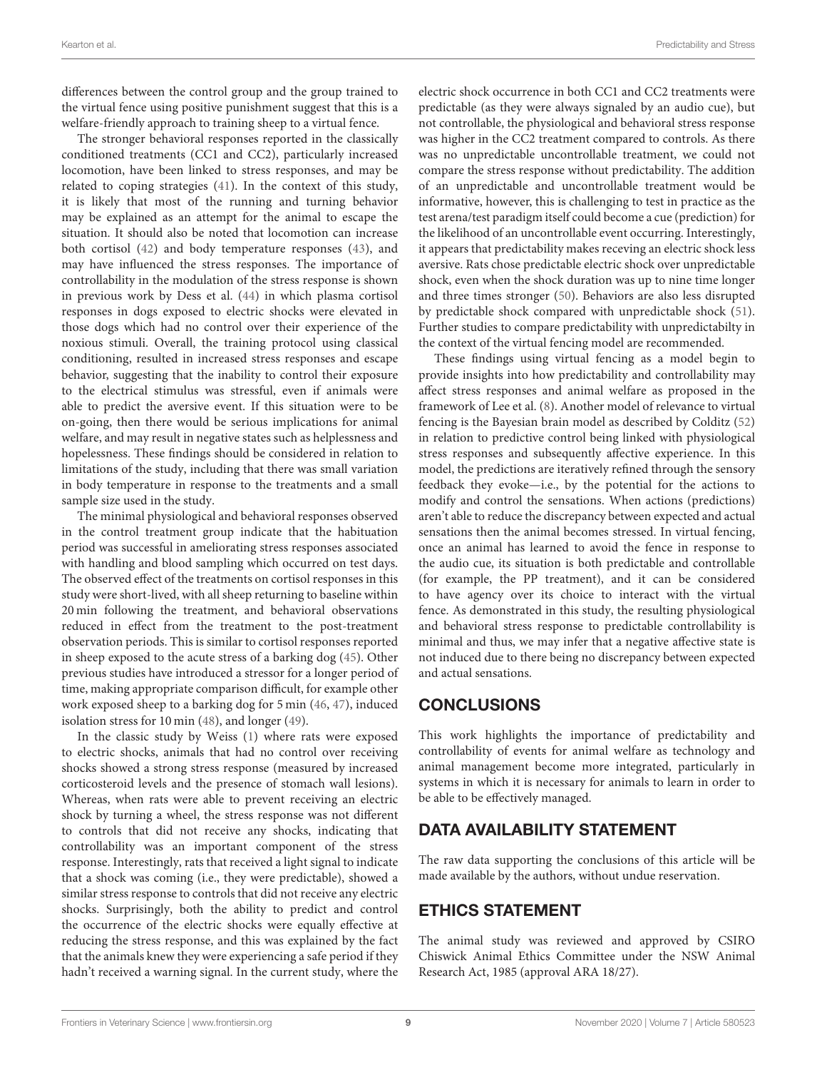differences between the control group and the group trained to the virtual fence using positive punishment suggest that this is a welfare-friendly approach to training sheep to a virtual fence.

The stronger behavioral responses reported in the classically conditioned treatments (CC1 and CC2), particularly increased locomotion, have been linked to stress responses, and may be related to coping strategies (41). In the context of this study, it is likely that most of the running and turning behavior may be explained as an attempt for the animal to escape the situation. It should also be noted that locomotion can increase both cortisol (42) and body temperature responses (43), and may have influenced the stress responses. The importance of controllability in the modulation of the stress response is shown in previous work by Dess et al. (44) in which plasma cortisol responses in dogs exposed to electric shocks were elevated in those dogs which had no control over their experience of the noxious stimuli. Overall, the training protocol using classical conditioning, resulted in increased stress responses and escape behavior, suggesting that the inability to control their exposure to the electrical stimulus was stressful, even if animals were able to predict the aversive event. If this situation were to be on-going, then there would be serious implications for animal welfare, and may result in negative states such as helplessness and hopelessness. These findings should be considered in relation to limitations of the study, including that there was small variation in body temperature in response to the treatments and a small sample size used in the study.

The minimal physiological and behavioral responses observed in the control treatment group indicate that the habituation period was successful in ameliorating stress responses associated with handling and blood sampling which occurred on test days. The observed effect of the treatments on cortisol responses in this study were short-lived, with all sheep returning to baseline within 20 min following the treatment, and behavioral observations reduced in effect from the treatment to the post-treatment observation periods. This is similar to cortisol responses reported in sheep exposed to the acute stress of a barking dog (45). Other previous studies have introduced a stressor for a longer period of time, making appropriate comparison difficult, for example other work exposed sheep to a barking dog for 5 min (46, 47), induced isolation stress for 10 min (48), and longer (49).

In the classic study by Weiss (1) where rats were exposed to electric shocks, animals that had no control over receiving shocks showed a strong stress response (measured by increased corticosteroid levels and the presence of stomach wall lesions). Whereas, when rats were able to prevent receiving an electric shock by turning a wheel, the stress response was not different to controls that did not receive any shocks, indicating that controllability was an important component of the stress response. Interestingly, rats that received a light signal to indicate that a shock was coming (i.e., they were predictable), showed a similar stress response to controls that did not receive any electric shocks. Surprisingly, both the ability to predict and control the occurrence of the electric shocks were equally effective at reducing the stress response, and this was explained by the fact that the animals knew they were experiencing a safe period if they hadn't received a warning signal. In the current study, where the electric shock occurrence in both CC1 and CC2 treatments were predictable (as they were always signaled by an audio cue), but not controllable, the physiological and behavioral stress response was higher in the CC2 treatment compared to controls. As there was no unpredictable uncontrollable treatment, we could not compare the stress response without predictability. The addition of an unpredictable and uncontrollable treatment would be informative, however, this is challenging to test in practice as the test arena/test paradigm itself could become a cue (prediction) for the likelihood of an uncontrollable event occurring. Interestingly, it appears that predictability makes receving an electric shock less aversive. Rats chose predictable electric shock over unpredictable shock, even when the shock duration was up to nine time longer and three times stronger (50). Behaviors are also less disrupted by predictable shock compared with unpredictable shock (51). Further studies to compare predictability with unpredictabilty in the context of the virtual fencing model are recommended.

These findings using virtual fencing as a model begin to provide insights into how predictability and controllability may affect stress responses and animal welfare as proposed in the framework of Lee et al. (8). Another model of relevance to virtual fencing is the Bayesian brain model as described by Colditz (52) in relation to predictive control being linked with physiological stress responses and subsequently affective experience. In this model, the predictions are iteratively refined through the sensory feedback they evoke—i.e., by the potential for the actions to modify and control the sensations. When actions (predictions) aren't able to reduce the discrepancy between expected and actual sensations then the animal becomes stressed. In virtual fencing, once an animal has learned to avoid the fence in response to the audio cue, its situation is both predictable and controllable (for example, the PP treatment), and it can be considered to have agency over its choice to interact with the virtual fence. As demonstrated in this study, the resulting physiological and behavioral stress response to predictable controllability is minimal and thus, we may infer that a negative affective state is not induced due to there being no discrepancy between expected and actual sensations.

## CONCLUSIONS

This work highlights the importance of predictability and controllability of events for animal welfare as technology and animal management become more integrated, particularly in systems in which it is necessary for animals to learn in order to be able to be effectively managed.

## DATA AVAILABILITY STATEMENT

The raw data supporting the conclusions of this article will be made available by the authors, without undue reservation.

## ETHICS STATEMENT

The animal study was reviewed and approved by CSIRO Chiswick Animal Ethics Committee under the NSW Animal Research Act, 1985 (approval ARA 18/27).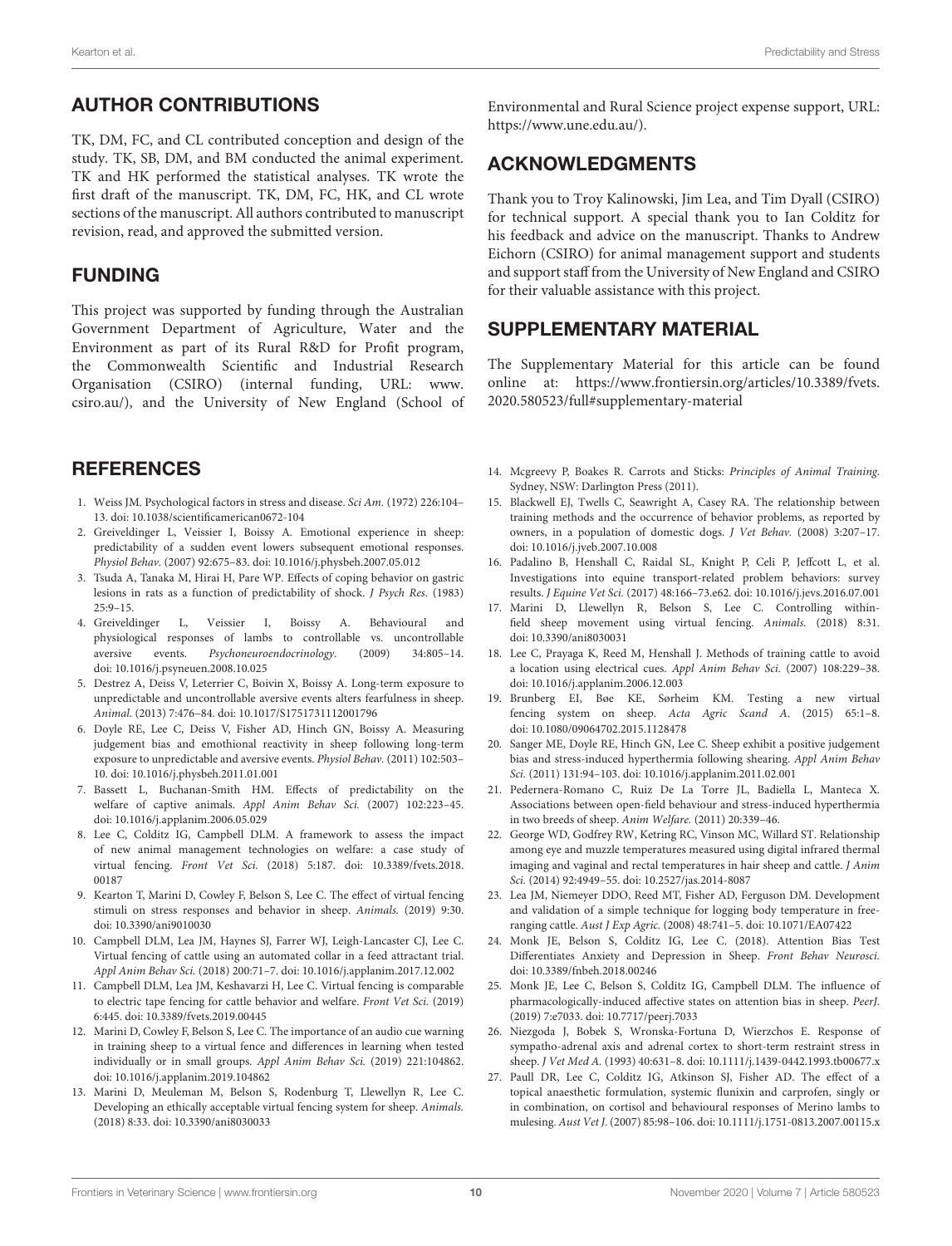## AUTHOR CONTRIBUTIONS

TK, DM, FC, and CL contributed conception and design of the study. TK, SB, DM, and BM conducted the animal experiment. TK and HK performed the statistical analyses. TK wrote the first draft of the manuscript. TK, DM, FC, HK, and CL wrote sections of the manuscript. All authors contributed to manuscript revision, read, and approved the submitted version.

## FUNDING

This project was supported by funding through the Australian Government Department of Agriculture, Water and the Environment as part of its Rural R&D for Profit program, the Commonwealth Scientific and Industrial Research Organisation (CSIRO) (internal funding, URL: www.csiro.au/), and the University of New England (School of Environmental and Rural Science project expense support, URL: https://www.une.edu.au/).

## ACKNOWLEDGMENTS

Thank you to Troy Kalinowski, Jim Lea, and Tim Dyall (CSIRO) for technical support. A special thank you to Ian Colditz for his feedback and advice on the manuscript. Thanks to Andrew Eichorn (CSIRO) for animal management support and students and support staff from the University of New England and CSIRO for their valuable assistance with this project.

## SUPPLEMENTARY MATERIAL

The Supplementary Material for this article can be found online at: https://www.frontiersin.org/articles/10.3389/fvets.2020.580523/full#supplementary-material

## REFERENCES

1. Weiss JM. Psychological factors in stress and disease. *Sci Am.* (1972) 226:104–13. doi: 10.1038/scientificamerican0672-104
2. Greiveldinger L, Veissier I, Boissy A. Emotional experience in sheep: predictability of a sudden event lowers subsequent emotional responses. *Physiol Behav.* (2007) 92:675–83. doi: 10.1016/j.physbeh.2007.05.012
3. Tsuda A, Tanaka M, Hirai H, Pare WP. Effects of coping behavior on gastric lesions in rats as a function of predictability of shock. *J Psych Res.* (1983) 25:9–15.
4. Greiveldinger L, Veissier I, Boissy A. Behavioural and physiological responses of lambs to controllable vs. uncontrollable aversive events. *Psychoneuroendocrinology.* (2009) 34:805–14. doi: 10.1016/j.psyneuen.2008.10.025
5. Destrez A, Deiss V, Leterrier C, Boivin X, Boissy A. Long-term exposure to unpredictable and uncontrollable aversive events alters fearfulness in sheep. *Animal.* (2013) 7:476–84. doi: 10.1017/S1751731112001796
6. Doyle RE, Lee C, Deiss V, Fisher AD, Hinch GN, Boissy A. Measuring judgement bias and emothional reactivity in sheep following long-term exposure to unpredictable and aversive events. *Physiol Behav.* (2011) 102:503–10. doi: 10.1016/j.physbeh.2011.01.001
7. Bassett L, Buchanan-Smith HM. Effects of predictability on the welfare of captive animals. *Appl Anim Behav Sci.* (2007) 102:223–45. doi: 10.1016/j.applanim.2006.05.029
8. Lee C, Colditz IG, Campbell DLM. A framework to assess the impact of new animal management technologies on welfare: a case study of virtual fencing. *Front Vet Sci.* (2018) 5:187. doi: 10.3389/fvets.2018.00187
9. Kearton T, Marini D, Cowley F, Belson S, Lee C. The effect of virtual fencing stimuli on stress responses and behavior in sheep. *Animals.* (2019) 9:30. doi: 10.3390/ani9010030
10. Campbell DLM, Lea JM, Haynes SJ, Farrer WJ, Leigh-Lancaster CJ, Lee C. Virtual fencing of cattle using an automated collar in a feed attractant trial. *Appl Anim Behav Sci.* (2018) 200:71–7. doi: 10.1016/j.applanim.2017.12.002
11. Campbell DLM, Lea JM, Keshavarzi H, Lee C. Virtual fencing is comparable to electric tape fencing for cattle behavior and welfare. *Front Vet Sci.* (2019) 6:445. doi: 10.3389/fvets.2019.00445
12. Marini D, Cowley F, Belson S, Lee C. The importance of an audio cue warning in training sheep to a virtual fence and differences in learning when tested individually or in small groups. *Appl Anim Behav Sci.* (2019) 221:104862. doi: 10.1016/j.applanim.2019.104862
13. Marini D, Meuleman M, Belson S, Rodenburg T, Llewellyn R, Lee C. Developing an ethically acceptable virtual fencing system for sheep. *Animals.* (2018) 8:33. doi: 10.3390/ani8030033
14. Mcgreevy P, Boakes R. Carrots and Sticks: *Principles of Animal Training.* Sydney, NSW: Darlington Press (2011).
15. Blackwell EJ, Twells C, Seawright A, Casey RA. The relationship between training methods and the occurrence of behavior problems, as reported by owners, in a population of domestic dogs. *J Vet Behav.* (2008) 3:207–17. doi: 10.1016/j.jveb.2007.10.008
16. Padalino B, Henshall C, Raidal SL, Knight P, Celi P, Jeffcott L, et al. Investigations into equine transport-related problem behaviors: survey results. *J Equine Vet Sci.* (2017) 48:166–73.e62. doi: 10.1016/j.jevs.2016.07.001
17. Marini D, Llewellyn R, Belson S, Lee C. Controlling within-field sheep movement using virtual fencing. *Animals.* (2018) 8:31. doi: 10.3390/ani8030031
18. Lee C, Prayaga K, Reed M, Henshall J. Methods of training cattle to avoid a location using electrical cues. *Appl Anim Behav Sci.* (2007) 108:229–38. doi: 10.1016/j.applanim.2006.12.003
19. Brunberg EI, Bøe KE, Sørheim KM. Testing a new virtual fencing system on sheep. *Acta Agric Scand A.* (2015) 65:1–8. doi: 10.1080/09064702.2015.1128478
20. Sanger ME, Doyle RE, Hinch GN, Lee C. Sheep exhibit a positive judgement bias and stress-induced hyperthermia following shearing. *Appl Anim Behav Sci.* (2011) 131:94–103. doi: 10.1016/j.applanim.2011.02.001
21. Pedernera-Romano C, Ruiz De La Torre JL, Badiella L, Manteca X. Associations between open-field behaviour and stress-induced hyperthermia in two breeds of sheep. *Anim Welfare.* (2011) 20:339–46.
22. George WD, Godfrey RW, Ketring RC, Vinson MC, Willard ST. Relationship among eye and muzzle temperatures measured using digital infrared thermal imaging and vaginal and rectal temperatures in hair sheep and cattle. *J Anim Sci.* (2014) 92:4949–55. doi: 10.2527/jas.2014-8087
23. Lea JM, Niemeyer DDO, Reed MT, Fisher AD, Ferguson DM. Development and validation of a simple technique for logging body temperature in free-ranging cattle. *Aust J Exp Agric.* (2008) 48:741–5. doi: 10.1071/EA07422
24. Monk JE, Belson S, Colditz IG, Lee C. (2018). Attention Bias Test Differentiates Anxiety and Depression in Sheep. *Front Behav Neurosci.* doi: 10.3389/fnbeh.2018.00246
25. Monk JE, Lee C, Belson S, Colditz IG, Campbell DLM. The influence of pharmacologically-induced affective states on attention bias in sheep. *PeerJ.* (2019) 7:e7033. doi: 10.7717/peerj.7033
26. Niezgoda J, Bobek S, Wronska-Fortuna D, Wierzchos E. Response of sympatho-adrenal axis and adrenal cortex to short-term restraint stress in sheep. *J Vet Med A.* (1993) 40:631–8. doi: 10.1111/j.1439-0442.1993.tb00677.x
27. Paull DR, Lee C, Colditz IG, Atkinson SJ, Fisher AD. The effect of a topical anaesthetic formulation, systemic flunixin and carprofen, singly or in combination, on cortisol and behavioural responses of Merino lambs to mulesing. *Aust Vet J.* (2007) 85:98–106. doi: 10.1111/j.1751-0813.2007.00115.x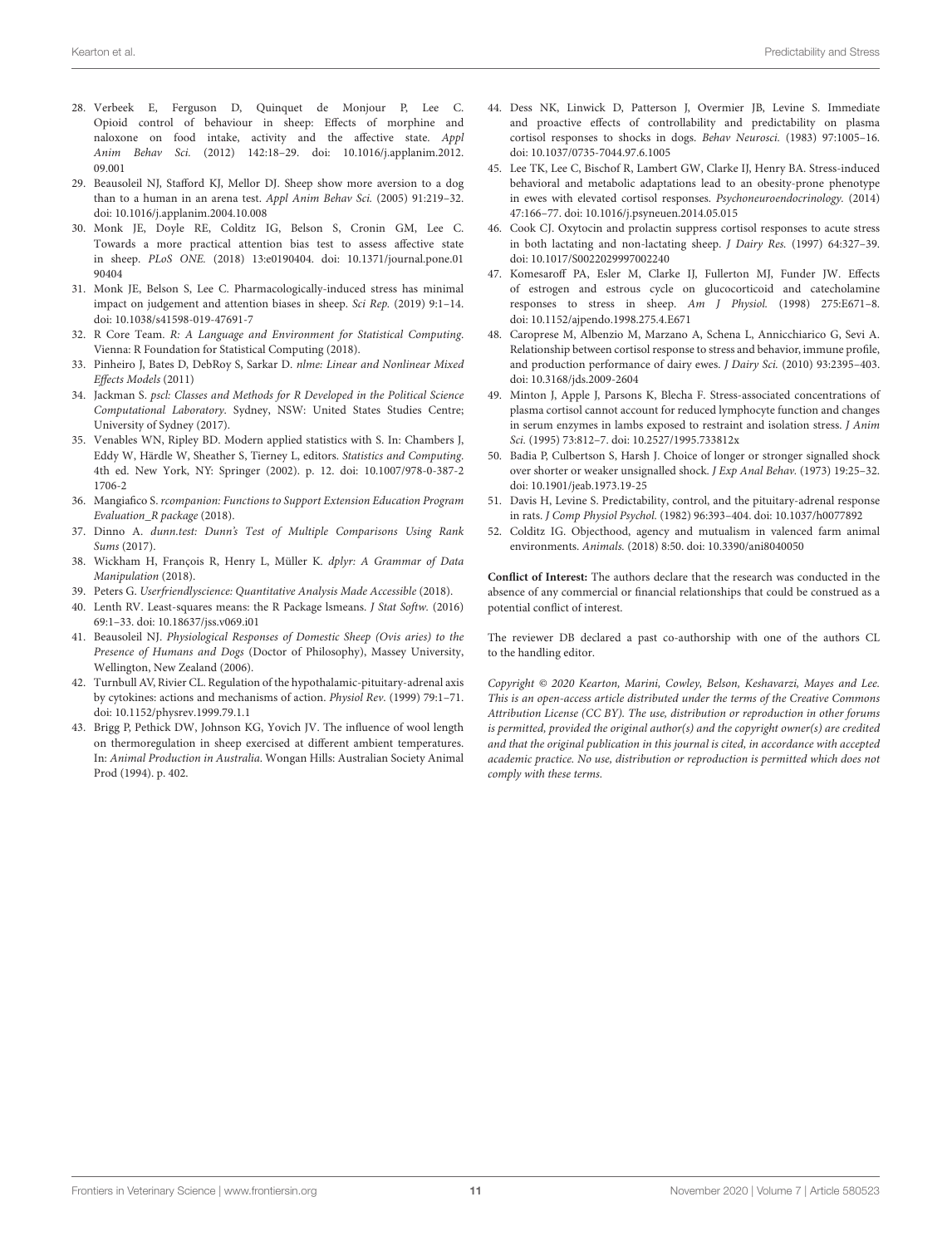28. Verbeek E, Ferguson D, Quinquet de Monjour P, Lee C. Opioid control of behaviour in sheep: Effects of morphine and naloxone on food intake, activity and the affective state. *Appl Anim Behav Sci.* (2012) 142:18–29. doi: 10.1016/j.applanim.2012.09.001
29. Beausoleil NJ, Stafford KJ, Mellor DJ. Sheep show more aversion to a dog than to a human in an arena test. *Appl Anim Behav Sci.* (2005) 91:219–32. doi: 10.1016/j.applanim.2004.10.008
30. Monk JE, Doyle RE, Colditz IG, Belson S, Cronin GM, Lee C. Towards a more practical attention bias test to assess affective state in sheep. *PLoS ONE.* (2018) 13:e0190404. doi: 10.1371/journal.pone.0190404
31. Monk JE, Belson S, Lee C. Pharmacologically-induced stress has minimal impact on judgement and attention biases in sheep. *Sci Rep.* (2019) 9:1–14. doi: 10.1038/s41598-019-47691-7
32. R Core Team. *R: A Language and Environment for Statistical Computing.* Vienna: R Foundation for Statistical Computing (2018).
33. Pinheiro J, Bates D, DebRoy S, Sarkar D. *nlme: Linear and Nonlinear Mixed Effects Models* (2011)
34. Jackman S. *pscl: Classes and Methods for R Developed in the Political Science Computational Laboratory.* Sydney, NSW: United States Studies Centre; University of Sydney (2017).
35. Venables WN, Ripley BD. Modern applied statistics with S. In: Chambers J, Eddy W, Härdle W, Sheather S, Tierney L, editors. *Statistics and Computing.* 4th ed. New York, NY: Springer (2002). p. 12. doi: 10.1007/978-0-387-21706-2
36. Mangiafico S. *rcompanion: Functions to Support Extension Education Program Evaluation_R package* (2018).
37. Dinno A. *dunn.test: Dunn's Test of Multiple Comparisons Using Rank Sums* (2017).
38. Wickham H, François R, Henry L, Müller K. *dplyr: A Grammar of Data Manipulation* (2018).
39. Peters G. *Userfriendlyscience: Quantitative Analysis Made Accessible* (2018).
40. Lenth RV. Least-squares means: the R Package lsmeans. *J Stat Softw.* (2016) 69:1–33. doi: 10.18637/jss.v069.i01
41. Beausoleil NJ. *Physiological Responses of Domestic Sheep (Ovis aries) to the Presence of Humans and Dogs* (Doctor of Philosophy), Massey University, Wellington, New Zealand (2006).
42. Turnbull AV, Rivier CL. Regulation of the hypothalamic-pituitary-adrenal axis by cytokines: actions and mechanisms of action. *Physiol Rev.* (1999) 79:1–71. doi: 10.1152/physrev.1999.79.1.1
43. Brigg P, Pethick DW, Johnson KG, Yovich JV. The influence of wool length on thermoregulation in sheep exercised at different ambient temperatures. In: *Animal Production in Australia.* Wongan Hills: Australian Society Animal Prod (1994). p. 402.
44. Dess NK, Linwick D, Patterson J, Overmier JB, Levine S. Immediate and proactive effects of controllability and predictability on plasma cortisol responses to shocks in dogs. *Behav Neurosci.* (1983) 97:1005–16. doi: 10.1037/0735-7044.97.6.1005
45. Lee TK, Lee C, Bischof R, Lambert GW, Clarke IJ, Henry BA. Stress-induced behavioral and metabolic adaptations lead to an obesity-prone phenotype in ewes with elevated cortisol responses. *Psychoneuroendocrinology.* (2014) 47:166–77. doi: 10.1016/j.psyneuen.2014.05.015
46. Cook CJ. Oxytocin and prolactin suppress cortisol responses to acute stress in both lactating and non-lactating sheep. *J Dairy Res.* (1997) 64:327–39. doi: 10.1017/S0022029997002240
47. Komesaroff PA, Esler M, Clarke IJ, Fullerton MJ, Funder JW. Effects of estrogen and estrous cycle on glucocorticoid and catecholamine responses to stress in sheep. *Am J Physiol.* (1998) 275:E671–8. doi: 10.1152/ajpendo.1998.275.4.E671
48. Caroprese M, Albenzio M, Marzano A, Schena L, Annicchiarico G, Sevi A. Relationship between cortisol response to stress and behavior, immune profile, and production performance of dairy ewes. *J Dairy Sci.* (2010) 93:2395–403. doi: 10.3168/jds.2009-2604
49. Minton J, Apple J, Parsons K, Blecha F. Stress-associated concentrations of plasma cortisol cannot account for reduced lymphocyte function and changes in serum enzymes in lambs exposed to restraint and isolation stress. *J Anim Sci.* (1995) 73:812–7. doi: 10.2527/1995.733812x
50. Badia P, Culbertson S, Harsh J. Choice of longer or stronger signalled shock over shorter or weaker unsignalled shock. *J Exp Anal Behav.* (1973) 19:25–32. doi: 10.1901/jeab.1973.19-25
51. Davis H, Levine S. Predictability, control, and the pituitary-adrenal response in rats. *J Comp Physiol Psychol.* (1982) 96:393–404. doi: 10.1037/h0077892
52. Colditz IG. Objecthood, agency and mutualism in valenced farm animal environments. *Animals.* (2018) 8:50. doi: 10.3390/ani8040050

**Conflict of Interest:** The authors declare that the research was conducted in the absence of any commercial or financial relationships that could be construed as a potential conflict of interest.

The reviewer DB declared a past co-authorship with one of the authors CL to the handling editor.

*Copyright © 2020 Kearton, Marini, Cowley, Belson, Keshavarzi, Mayes and Lee. This is an open-access article distributed under the terms of the Creative Commons Attribution License (CC BY). The use, distribution or reproduction in other forums is permitted, provided the original author(s) and the copyright owner(s) are credited and that the original publication in this journal is cited, in accordance with accepted academic practice. No use, distribution or reproduction is permitted which does not comply with these terms.*